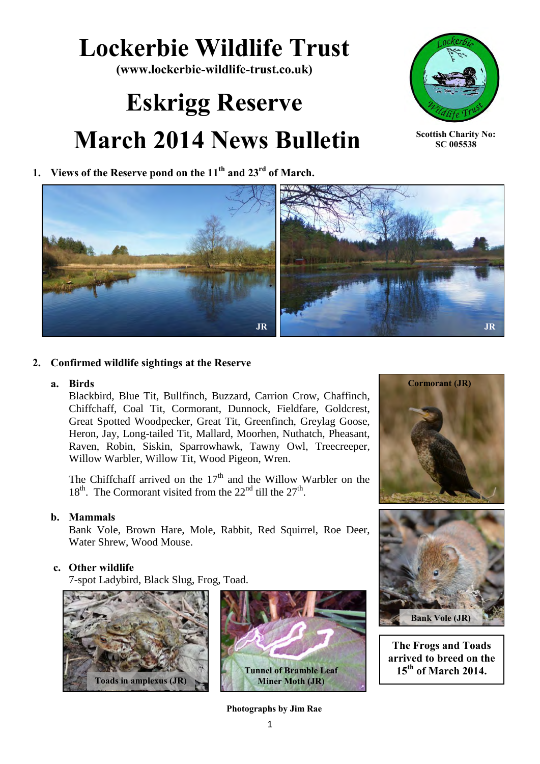# Lockerbie Wildlife Trust

**(www.lockerbie-wildlife-trust.co.uk)**

# Eskrigg Reserve

# March 2014 News Bulletin

**Scottish Charity No: SC 005538**

1. **Views of the Reserve pond on the 11th and 23rd of March.**

JR

JR

2. **Confirmed wildlife sightings at the Reserve**

   a. **Birds**

   Blackbird, Blue Tit, Bullfinch, Buzzard, Carrion Crow, Chaffinch, Chiffchaff, Coal Tit, Cormorant, Dunnock, Fieldfare, Goldcrest, Great Spotted Woodpecker, Great Tit, Greenfinch, Greylag Goose, Heron, Jay, Long-tailed Tit, Mallard, Moorhen, Nuthatch, Pheasant, Raven, Robin, Siskin, Sparrowhawk, Tawny Owl, Treecreeper, Willow Warbler, Willow Tit, Wood Pigeon, Wren.

   The Chiffchaff arrived on the 17th and the Willow Warbler on the 18th. The Cormorant visited from the 22nd till the 27th.

   b. **Mammals**

   Bank Vole, Brown Hare, Mole, Rabbit, Red Squirrel, Roe Deer, Water Shrew, Wood Mouse.

   c. **Other wildlife**

   7-spot Ladybird, Black Slug, Frog, Toad.

**Cormorant (JR)**

**Bank Vole (JR)**

**Toads in amplexus (JR)**

**Tunnel of Bramble Leaf Miner Moth (JR)**

**The Frogs and Toads arrived to breed on the 15th of March 2014.**

**Photographs by Jim Rae**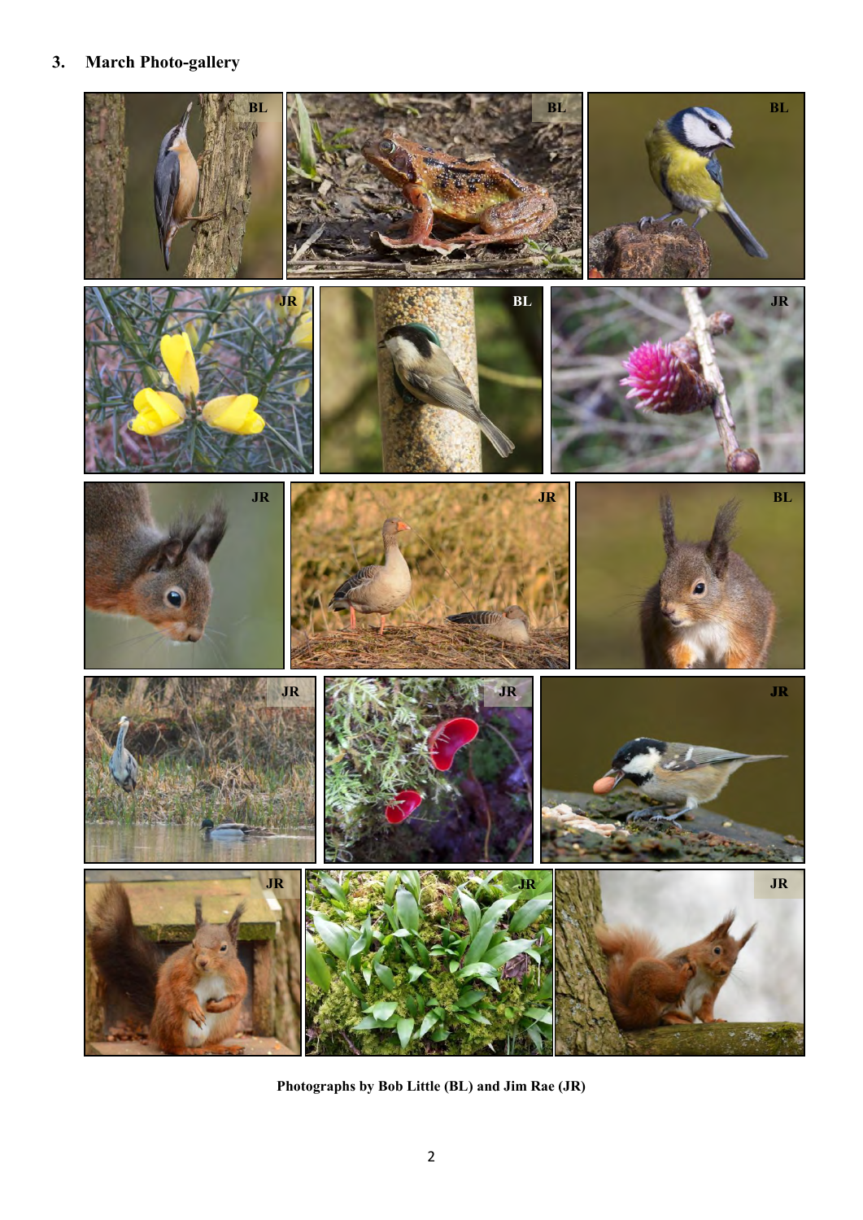## 3. March Photo-gallery

Photographs by Bob Little (BL) and Jim Rae (JR)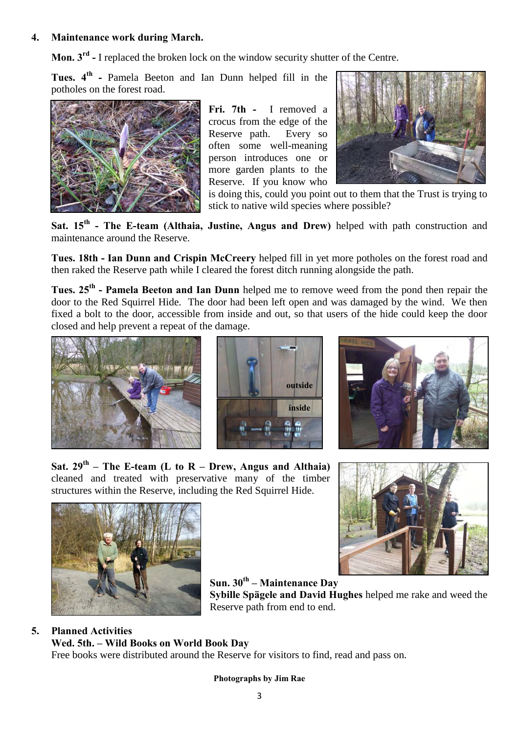## 4. Maintenance work during March.

**Mon. 3rd -** I replaced the broken lock on the window security shutter of the Centre.

**Tues. 4th -** Pamela Beeton and Ian Dunn helped fill in the potholes on the forest road.

**Fri. 7th -** I removed a crocus from the edge of the Reserve path. Every so often some well-meaning person introduces one or more garden plants to the Reserve. If you know who is doing this, could you point out to them that the Trust is trying to stick to native wild species where possible?

**Sat. 15th - The E-team (Althaia, Justine, Angus and Drew)** helped with path construction and maintenance around the Reserve.

**Tues. 18th - Ian Dunn and Crispin McCreery** helped fill in yet more potholes on the forest road and then raked the Reserve path while I cleared the forest ditch running alongside the path.

**Tues. 25th - Pamela Beeton and Ian Dunn** helped me to remove weed from the pond then repair the door to the Red Squirrel Hide. The door had been left open and was damaged by the wind. We then fixed a bolt to the door, accessible from inside and out, so that users of the hide could keep the door closed and help prevent a repeat of the damage.

outside

inside

**Sat. 29th – The E-team (L to R – Drew, Angus and Althaia)** cleaned and treated with preservative many of the timber structures within the Reserve, including the Red Squirrel Hide.

**Sun. 30th – Maintenance Day**
**Sybille Spägele and David Hughes** helped me rake and weed the Reserve path from end to end.

## 5. Planned Activities

**Wed. 5th. – Wild Books on World Book Day**
Free books were distributed around the Reserve for visitors to find, read and pass on.

**Photographs by Jim Rae**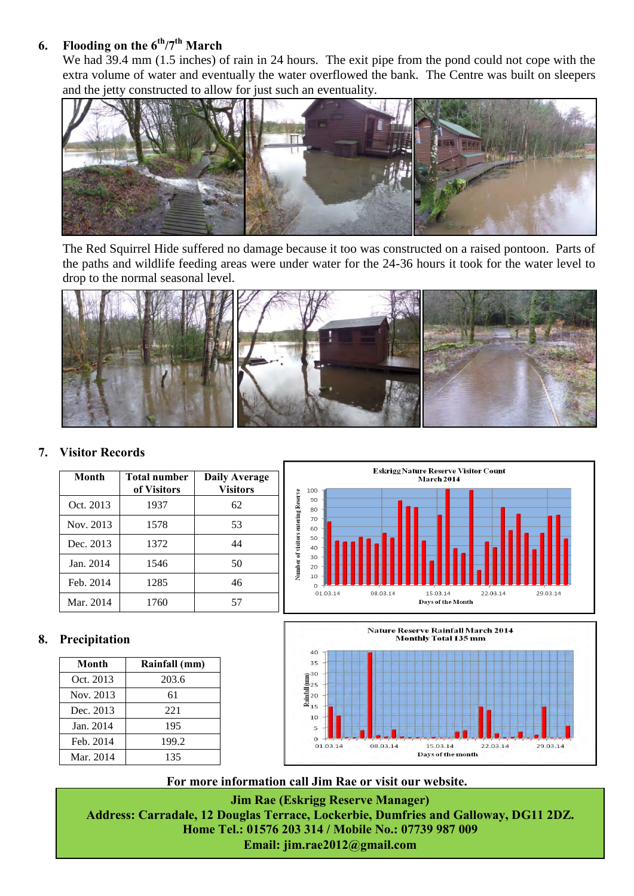## 6. Flooding on the 6th/7th March

We had 39.4 mm (1.5 inches) of rain in 24 hours. The exit pipe from the pond could not cope with the extra volume of water and eventually the water overflowed the bank. The Centre was built on sleepers and the jetty constructed to allow for just such an eventuality.

The Red Squirrel Hide suffered no damage because it too was constructed on a raised pontoon. Parts of the paths and wildlife feeding areas were under water for the 24-36 hours it took for the water level to drop to the normal seasonal level.

## 7. Visitor Records

| Month | Total number of Visitors | Daily Average Visitors |
| --- | --- | --- |
| Oct. 2013 | 1937 | 62 |
| Nov. 2013 | 1578 | 53 |
| Dec. 2013 | 1372 | 44 |
| Jan. 2014 | 1546 | 50 |
| Feb. 2014 | 1285 | 46 |
| Mar. 2014 | 1760 | 57 |

Eskrigg Nature Reserve Visitor Count
March 2014
Number of visitors entering Reserve
0 10 20 30 40 50 60 70 80 90 100
01.03.14 08.03.14 15.03.14 22.03.14 29.03.14
Days of the Month

## 8. Precipitation

| Month | Rainfall (mm) |
| --- | --- |
| Oct. 2013 | 203.6 |
| Nov. 2013 | 61 |
| Dec. 2013 | 221 |
| Jan. 2014 | 195 |
| Feb. 2014 | 199.2 |
| Mar. 2014 | 135 |

Nature Reserve Rainfall March 2014
Monthly Total 135 mm
Rainfall (mm)
0 5 10 15 20 25 30 35 40
01.03.14 08.03.14 15.03.14 22.03.14 29.03.14
Days of the month

**For more information call Jim Rae or visit our website.**

**Jim Rae (Eskrigg Reserve Manager)**
**Address: Carradale, 12 Douglas Terrace, Lockerbie, Dumfries and Galloway, DG11 2DZ.**
**Home Tel.: 01576 203 314 / Mobile No.: 07739 987 009**
**Email: jim.rae2012@gmail.com**